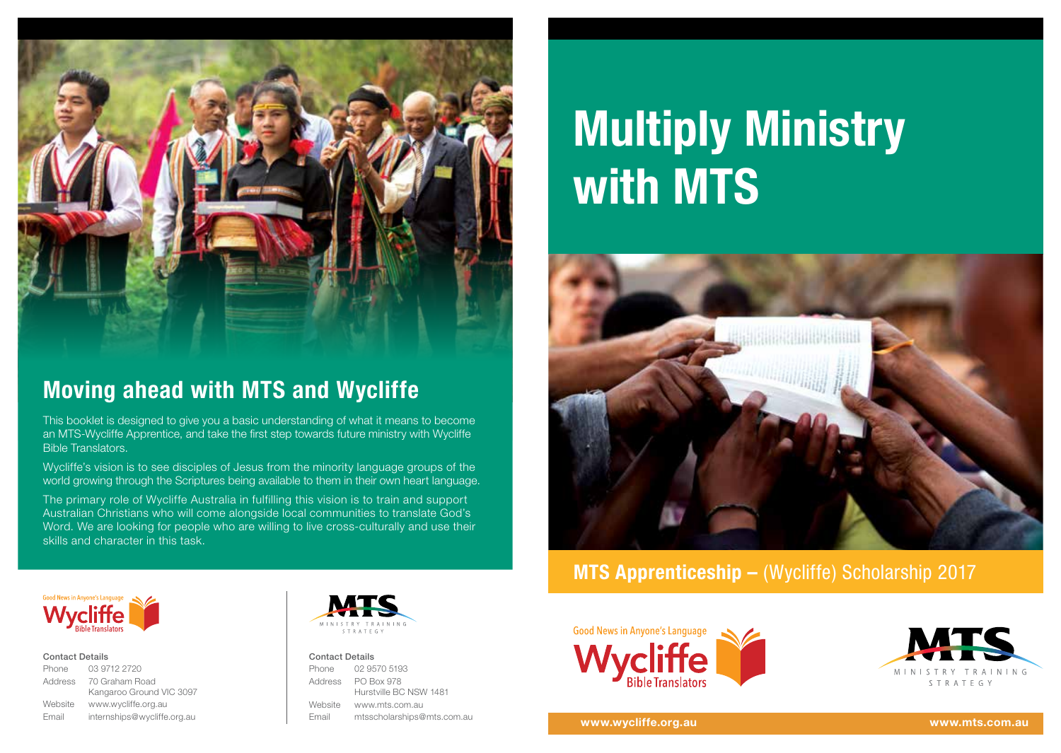# Multiply Ministry with MTS

**MTS Apprenticeship –** (Wycliffe) Scholarship 2017

Good News in Anyone's Language
Wycliffe Bible Translators

MTS MINISTRY TRAINING STRATEGY

www.wycliffe.org.au www.mts.com.au

## Moving ahead with MTS and Wycliffe

This booklet is designed to give you a basic understanding of what it means to become an MTS-Wycliffe Apprentice, and take the first step towards future ministry with Wycliffe Bible Translators.

Wycliffe's vision is to see disciples of Jesus from the minority language groups of the world growing through the Scriptures being available to them in their own heart language.

The primary role of Wycliffe Australia in fulfilling this vision is to train and support Australian Christians who will come alongside local communities to translate God's Word. We are looking for people who are willing to live cross-culturally and use their skills and character in this task.

Good News in Anyone's Language
Wycliffe Bible Translators

**Contact Details**

| | |
|---|---|
| Phone | 03 9712 2720 |
| Address | 70 Graham Road<br>Kangaroo Ground VIC 3097 |
| Website | www.wycliffe.org.au |
| Email | internships@wycliffe.org.au |

MTS MINISTRY TRAINING STRATEGY

**Contact Details**

| | |
|---|---|
| Phone | 02 9570 5193 |
| Address | PO Box 978<br>Hurstville BC NSW 1481 |
| Website | www.mts.com.au |
| Email | mtsscholarships@mts.com.au |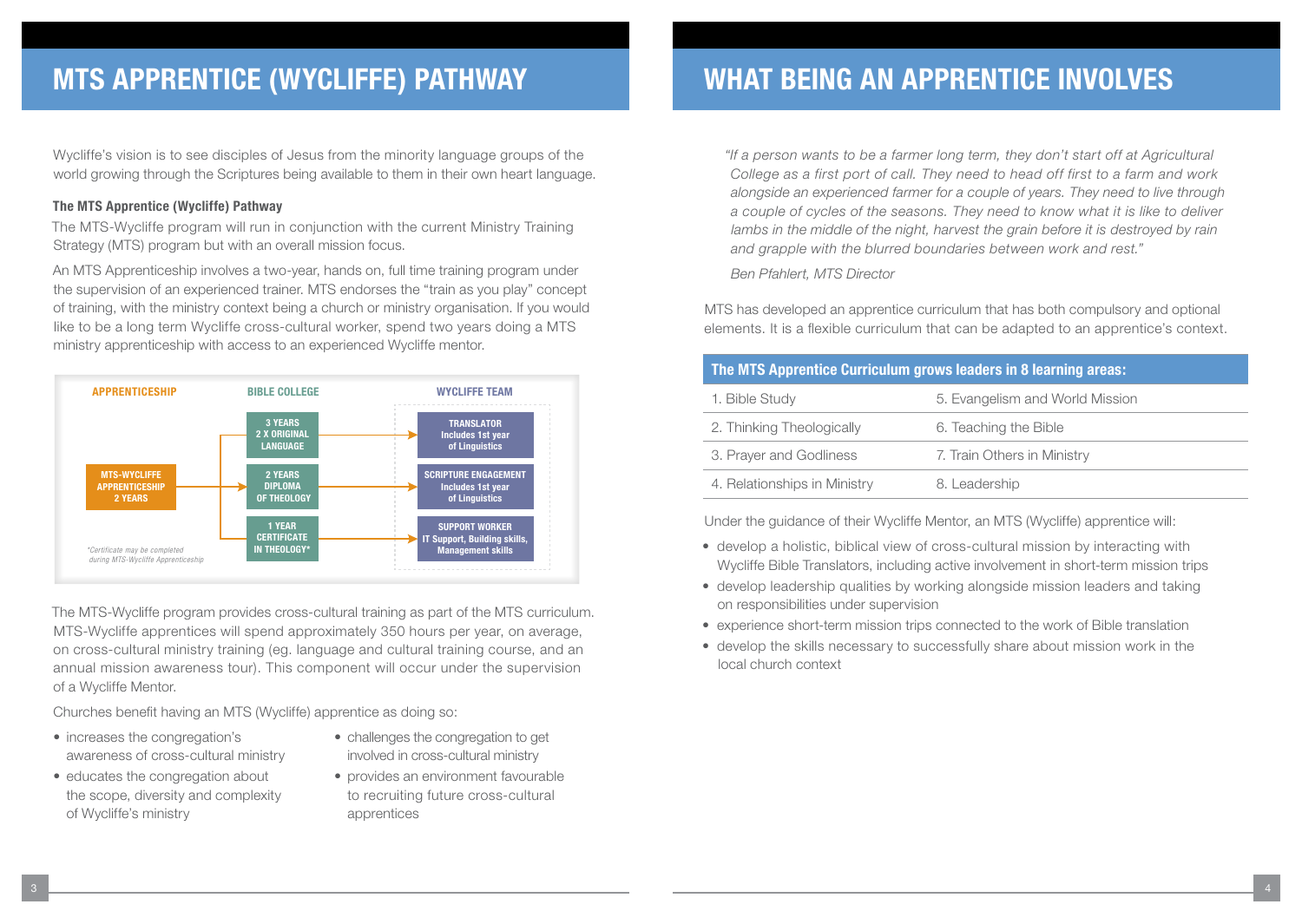# MTS APPRENTICE (WYCLIFFE) PATHWAY

Wycliffe's vision is to see disciples of Jesus from the minority language groups of the world growing through the Scriptures being available to them in their own heart language.

**The MTS Apprentice (Wycliffe) Pathway**

The MTS-Wycliffe program will run in conjunction with the current Ministry Training Strategy (MTS) program but with an overall mission focus.

An MTS Apprenticeship involves a two-year, hands on, full time training program under the supervision of an experienced trainer. MTS endorses the "train as you play" concept of training, with the ministry context being a church or ministry organisation. If you would like to be a long term Wycliffe cross-cultural worker, spend two years doing a MTS ministry apprenticeship with access to an experienced Wycliffe mentor.

| APPRENTICESHIP | BIBLE COLLEGE | WYCLIFFE TEAM |
|---|---|---|
| MTS-WYCLIFFE APPRENTICESHIP 2 YEARS | 3 YEARS 2 X ORIGINAL LANGUAGE | TRANSLATOR Includes 1st year of Linguistics |
| | 2 YEARS DIPLOMA OF THEOLOGY | SCRIPTURE ENGAGEMENT Includes 1st year of Linguistics |
| | 1 YEAR CERTIFICATE IN THEOLOGY* | SUPPORT WORKER IT Support, Building skills, Management skills |

*Certificate may be completed during MTS-Wycliffe Apprenticeship*

The MTS-Wycliffe program provides cross-cultural training as part of the MTS curriculum. MTS-Wycliffe apprentices will spend approximately 350 hours per year, on average, on cross-cultural ministry training (eg. language and cultural training course, and an annual mission awareness tour). This component will occur under the supervision of a Wycliffe Mentor.

Churches benefit having an MTS (Wycliffe) apprentice as doing so:

- increases the congregation's awareness of cross-cultural ministry
- educates the congregation about the scope, diversity and complexity of Wycliffe's ministry
- challenges the congregation to get involved in cross-cultural ministry
- provides an environment favourable to recruiting future cross-cultural apprentices

# WHAT BEING AN APPRENTICE INVOLVES

*"If a person wants to be a farmer long term, they don't start off at Agricultural College as a first port of call. They need to head off first to a farm and work alongside an experienced farmer for a couple of years. They need to live through a couple of cycles of the seasons. They need to know what it is like to deliver lambs in the middle of the night, harvest the grain before it is destroyed by rain and grapple with the blurred boundaries between work and rest."*

*Ben Pfahlert, MTS Director*

MTS has developed an apprentice curriculum that has both compulsory and optional elements. It is a flexible curriculum that can be adapted to an apprentice's context.

| The MTS Apprentice Curriculum grows leaders in 8 learning areas: | |
|---|---|
| 1. Bible Study | 5. Evangelism and World Mission |
| 2. Thinking Theologically | 6. Teaching the Bible |
| 3. Prayer and Godliness | 7. Train Others in Ministry |
| 4. Relationships in Ministry | 8. Leadership |

Under the guidance of their Wycliffe Mentor, an MTS (Wycliffe) apprentice will:

- develop a holistic, biblical view of cross-cultural mission by interacting with Wycliffe Bible Translators, including active involvement in short-term mission trips
- develop leadership qualities by working alongside mission leaders and taking on responsibilities under supervision
- experience short-term mission trips connected to the work of Bible translation
- develop the skills necessary to successfully share about mission work in the local church context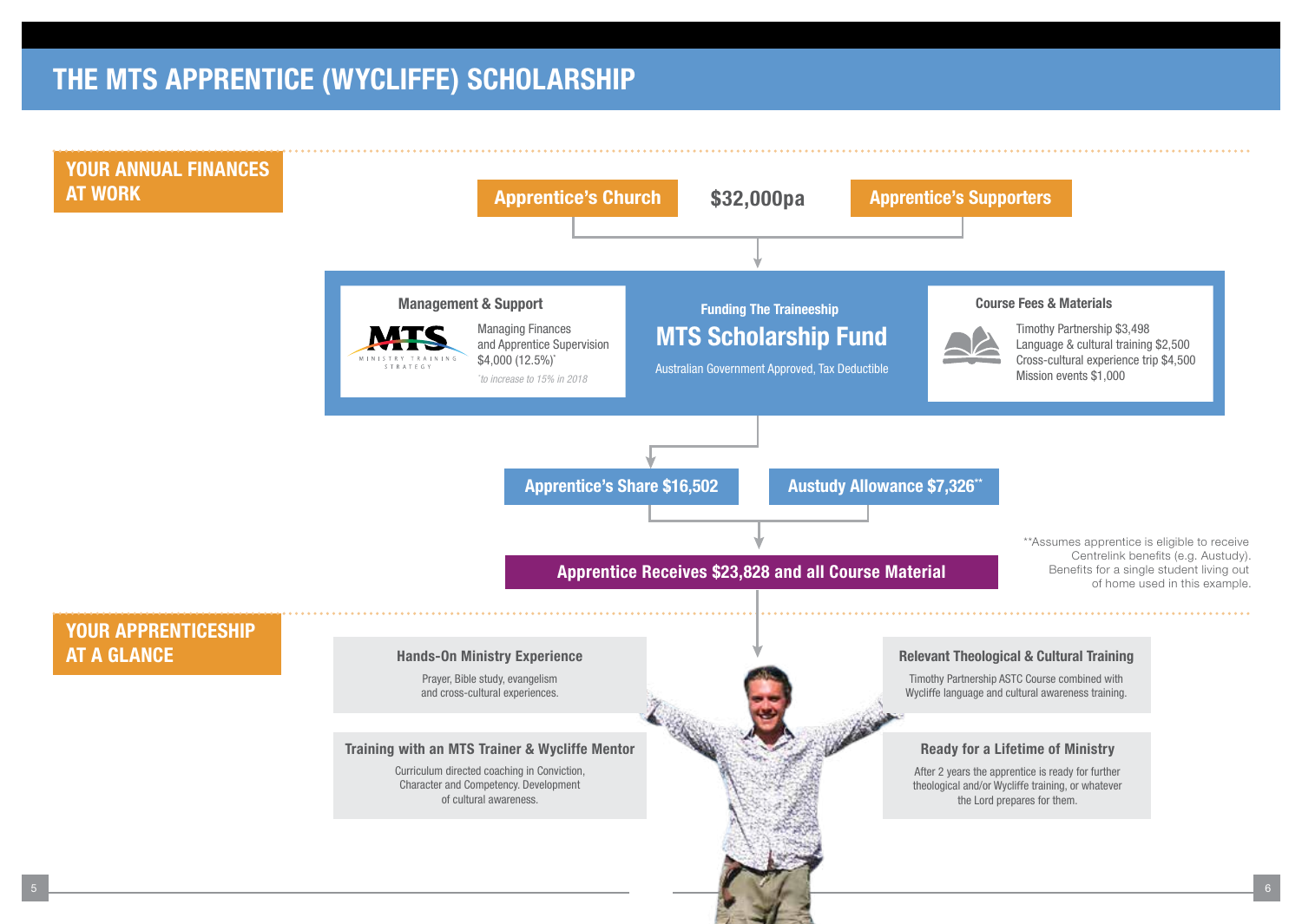# THE MTS APPRENTICE (WYCLIFFE) SCHOLARSHIP

## YOUR ANNUAL FINANCES AT WORK

**Apprentice's Church** — **$32,000pa** — **Apprentice's Supporters**

### Management & Support

MTS — Ministry Training Strategy

Managing Finances and Apprentice Supervision $4,000 (12.5%)*

*to increase to 15% in 2018

### Funding The Traineeship

## MTS Scholarship Fund

Australian Government Approved, Tax Deductible

### Course Fees & Materials

Timothy Partnership $3,498
Language & cultural training $2,500
Cross-cultural experience trip $4,500
Mission events $1,000

**Apprentice's Share $16,502**

**Austudy Allowance $7,326****

**Apprentice Receives $23,828 and all Course Material**

**Assumes apprentice is eligible to receive Centrelink benefits (e.g. Austudy). Benefits for a single student living out of home used in this example.

## YOUR APPRENTICESHIP AT A GLANCE

### Hands-On Ministry Experience

Prayer, Bible study, evangelism and cross-cultural experiences.

### Training with an MTS Trainer & Wycliffe Mentor

Curriculum directed coaching in Conviction, Character and Competency. Development of cultural awareness.

### Relevant Theological & Cultural Training

Timothy Partnership ASTC Course combined with Wycliffe language and cultural awareness training.

### Ready for a Lifetime of Ministry

After 2 years the apprentice is ready for further theological and/or Wycliffe training, or whatever the Lord prepares for them.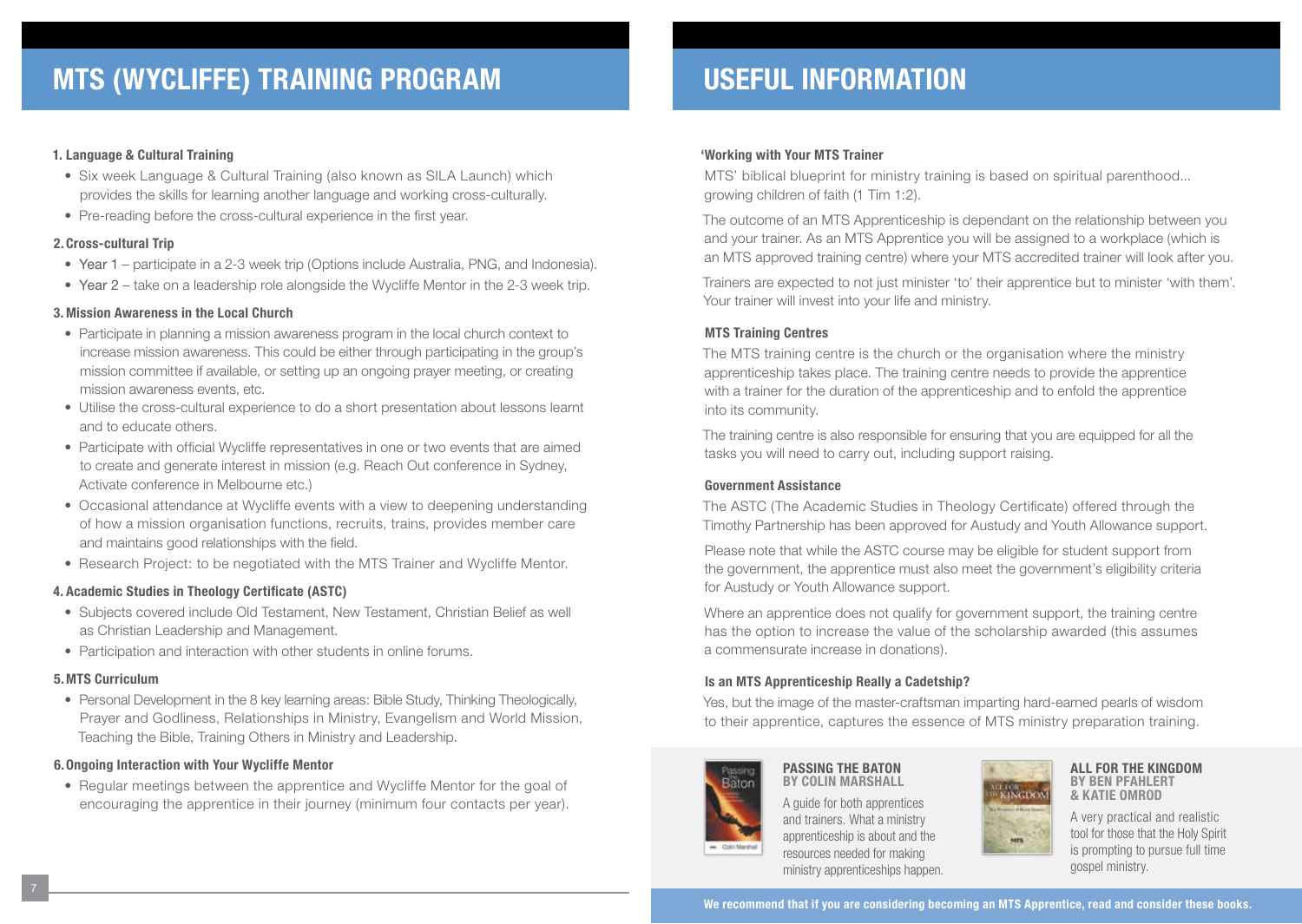# MTS (WYCLIFFE) TRAINING PROGRAM

**1. Language & Cultural Training**

- Six week Language & Cultural Training (also known as SILA Launch) which provides the skills for learning another language and working cross-culturally.
- Pre-reading before the cross-cultural experience in the first year.

**2. Cross-cultural Trip**

- Year 1 – participate in a 2-3 week trip (Options include Australia, PNG, and Indonesia).
- Year 2 – take on a leadership role alongside the Wycliffe Mentor in the 2-3 week trip.

**3. Mission Awareness in the Local Church**

- Participate in planning a mission awareness program in the local church context to increase mission awareness. This could be either through participating in the group's mission committee if available, or setting up an ongoing prayer meeting, or creating mission awareness events, etc.
- Utilise the cross-cultural experience to do a short presentation about lessons learnt and to educate others.
- Participate with official Wycliffe representatives in one or two events that are aimed to create and generate interest in mission (e.g. Reach Out conference in Sydney, Activate conference in Melbourne etc.)
- Occasional attendance at Wycliffe events with a view to deepening understanding of how a mission organisation functions, recruits, trains, provides member care and maintains good relationships with the field.
- Research Project: to be negotiated with the MTS Trainer and Wycliffe Mentor.

**4. Academic Studies in Theology Certificate (ASTC)**

- Subjects covered include Old Testament, New Testament, Christian Belief as well as Christian Leadership and Management.
- Participation and interaction with other students in online forums.

**5. MTS Curriculum**

- Personal Development in the 8 key learning areas: Bible Study, Thinking Theologically, Prayer and Godliness, Relationships in Ministry, Evangelism and World Mission, Teaching the Bible, Training Others in Ministry and Leadership.

**6. Ongoing Interaction with Your Wycliffe Mentor**

- Regular meetings between the apprentice and Wycliffe Mentor for the goal of encouraging the apprentice in their journey (minimum four contacts per year).

# USEFUL INFORMATION

**'Working with Your MTS Trainer**

MTS' biblical blueprint for ministry training is based on spiritual parenthood... growing children of faith (1 Tim 1:2).

The outcome of an MTS Apprenticeship is dependant on the relationship between you and your trainer. As an MTS Apprentice you will be assigned to a workplace (which is an MTS approved training centre) where your MTS accredited trainer will look after you.

Trainers are expected to not just minister 'to' their apprentice but to minister 'with them'. Your trainer will invest into your life and ministry.

**MTS Training Centres**

The MTS training centre is the church or the organisation where the ministry apprenticeship takes place. The training centre needs to provide the apprentice with a trainer for the duration of the apprenticeship and to enfold the apprentice into its community.

The training centre is also responsible for ensuring that you are equipped for all the tasks you will need to carry out, including support raising.

**Government Assistance**

The ASTC (The Academic Studies in Theology Certificate) offered through the Timothy Partnership has been approved for Austudy and Youth Allowance support.

Please note that while the ASTC course may be eligible for student support from the government, the apprentice must also meet the government's eligibility criteria for Austudy or Youth Allowance support.

Where an apprentice does not qualify for government support, the training centre has the option to increase the value of the scholarship awarded (this assumes a commensurate increase in donations).

**Is an MTS Apprenticeship Really a Cadetship?**

Yes, but the image of the master-craftsman imparting hard-earned pearls of wisdom to their apprentice, captures the essence of MTS ministry preparation training.

**PASSING THE BATON**
**BY COLIN MARSHALL**

A guide for both apprentices and trainers. What a ministry apprenticeship is about and the resources needed for making ministry apprenticeships happen.

**ALL FOR THE KINGDOM**
**BY BEN PFAHLERT & KATIE OMROD**

A very practical and realistic tool for those that the Holy Spirit is prompting to pursue full time gospel ministry.

**We recommend that if you are considering becoming an MTS Apprentice, read and consider these books.**